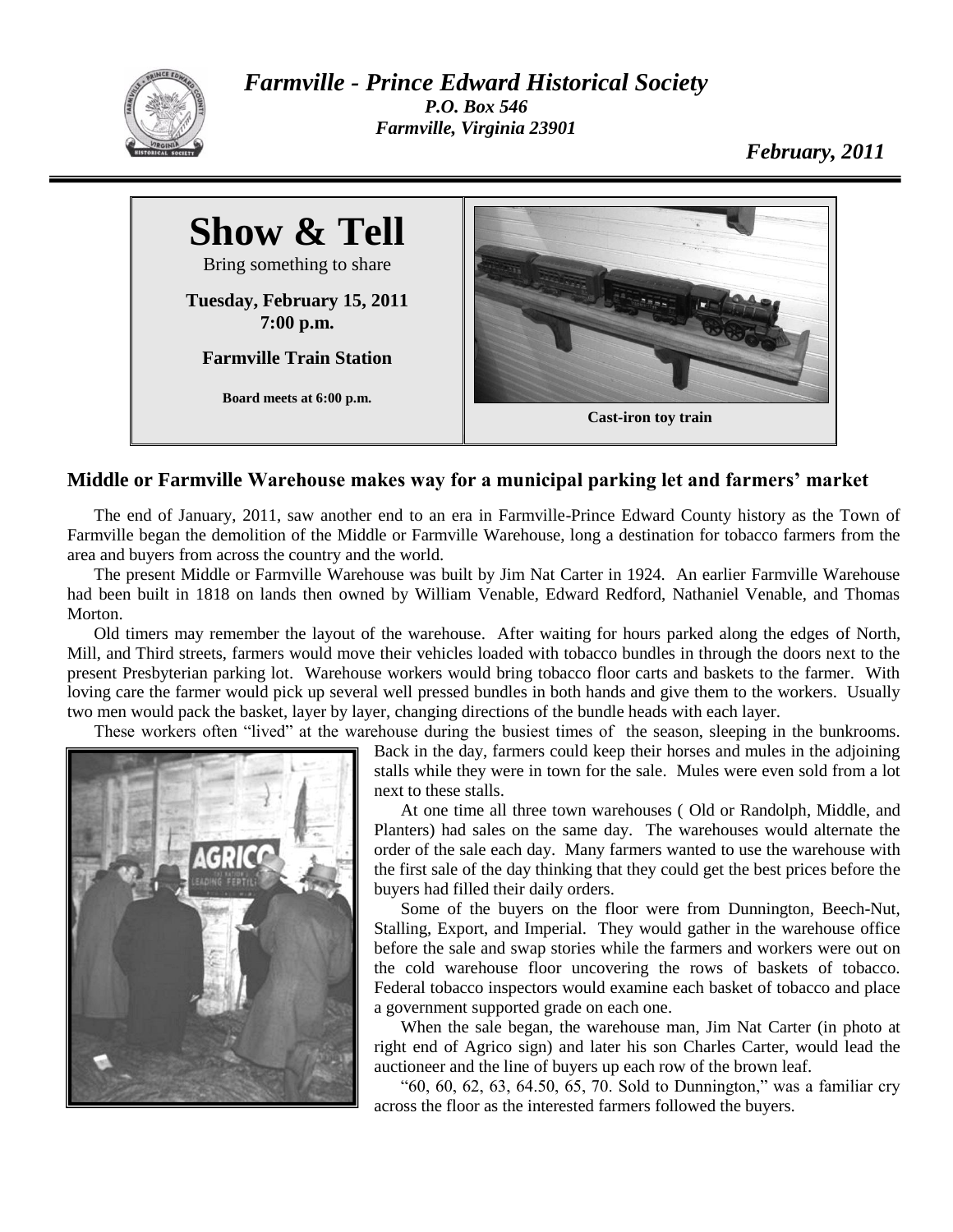# *Farmville - Prince Edward Historical Society*

*P.O. Box 546*
*Farmville, Virginia 23901*

*February, 2011*

## Show & Tell

Bring something to share

**Tuesday, February 15, 2011**
**7:00 p.m.**

**Farmville Train Station**

**Board meets at 6:00 p.m.**

**Cast-iron toy train**

### Middle or Farmville Warehouse makes way for a municipal parking let and farmers' market

The end of January, 2011, saw another end to an era in Farmville-Prince Edward County history as the Town of Farmville began the demolition of the Middle or Farmville Warehouse, long a destination for tobacco farmers from the area and buyers from across the country and the world.

The present Middle or Farmville Warehouse was built by Jim Nat Carter in 1924. An earlier Farmville Warehouse had been built in 1818 on lands then owned by William Venable, Edward Redford, Nathaniel Venable, and Thomas Morton.

Old timers may remember the layout of the warehouse. After waiting for hours parked along the edges of North, Mill, and Third streets, farmers would move their vehicles loaded with tobacco bundles in through the doors next to the present Presbyterian parking lot. Warehouse workers would bring tobacco floor carts and baskets to the farmer. With loving care the farmer would pick up several well pressed bundles in both hands and give them to the workers. Usually two men would pack the basket, layer by layer, changing directions of the bundle heads with each layer.

These workers often "lived" at the warehouse during the busiest times of the season, sleeping in the bunkrooms. Back in the day, farmers could keep their horses and mules in the adjoining stalls while they were in town for the sale. Mules were even sold from a lot next to these stalls.

At one time all three town warehouses ( Old or Randolph, Middle, and Planters) had sales on the same day. The warehouses would alternate the order of the sale each day. Many farmers wanted to use the warehouse with the first sale of the day thinking that they could get the best prices before the buyers had filled their daily orders.

Some of the buyers on the floor were from Dunnington, Beech-Nut, Stalling, Export, and Imperial. They would gather in the warehouse office before the sale and swap stories while the farmers and workers were out on the cold warehouse floor uncovering the rows of baskets of tobacco. Federal tobacco inspectors would examine each basket of tobacco and place a government supported grade on each one.

When the sale began, the warehouse man, Jim Nat Carter (in photo at right end of Agrico sign) and later his son Charles Carter, would lead the auctioneer and the line of buyers up each row of the brown leaf.

"60, 60, 62, 63, 64.50, 65, 70. Sold to Dunnington," was a familiar cry across the floor as the interested farmers followed the buyers.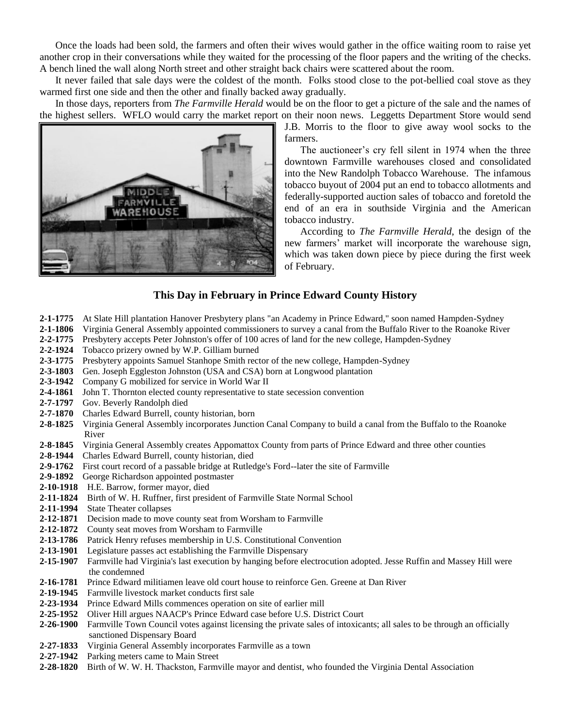Once the loads had been sold, the farmers and often their wives would gather in the office waiting room to raise yet another crop in their conversations while they waited for the processing of the floor papers and the writing of the checks. A bench lined the wall along North street and other straight back chairs were scattered about the room.

It never failed that sale days were the coldest of the month. Folks stood close to the pot-bellied coal stove as they warmed first one side and then the other and finally backed away gradually.

In those days, reporters from *The Farmville Herald* would be on the floor to get a picture of the sale and the names of the highest sellers. WFLO would carry the market report on their noon news. Leggetts Department Store would send J.B. Morris to the floor to give away wool socks to the farmers.

The auctioneer's cry fell silent in 1974 when the three downtown Farmville warehouses closed and consolidated into the New Randolph Tobacco Warehouse. The infamous tobacco buyout of 2004 put an end to tobacco allotments and federally-supported auction sales of tobacco and foretold the end of an era in southside Virginia and the American tobacco industry.

According to *The Farmville Herald*, the design of the new farmers' market will incorporate the warehouse sign, which was taken down piece by piece during the first week of February.

## This Day in February in Prince Edward County History

**2-1-1775** At Slate Hill plantation Hanover Presbytery plans "an Academy in Prince Edward," soon named Hampden-Sydney
**2-1-1806** Virginia General Assembly appointed commissioners to survey a canal from the Buffalo River to the Roanoke River
**2-2-1775** Presbytery accepts Peter Johnston's offer of 100 acres of land for the new college, Hampden-Sydney
**2-2-1924** Tobacco prizery owned by W.P. Gilliam burned
**2-3-1775** Presbytery appoints Samuel Stanhope Smith rector of the new college, Hampden-Sydney
**2-3-1803** Gen. Joseph Eggleston Johnston (USA and CSA) born at Longwood plantation
**2-3-1942** Company G mobilized for service in World War II
**2-4-1861** John T. Thornton elected county representative to state secession convention
**2-7-1797** Gov. Beverly Randolph died
**2-7-1870** Charles Edward Burrell, county historian, born
**2-8-1825** Virginia General Assembly incorporates Junction Canal Company to build a canal from the Buffalo to the Roanoke River
**2-8-1845** Virginia General Assembly creates Appomattox County from parts of Prince Edward and three other counties
**2-8-1944** Charles Edward Burrell, county historian, died
**2-9-1762** First court record of a passable bridge at Rutledge's Ford--later the site of Farmville
**2-9-1892** George Richardson appointed postmaster
**2-10-1918** H.E. Barrow, former mayor, died
**2-11-1824** Birth of W. H. Ruffner, first president of Farmville State Normal School
**2-11-1994** State Theater collapses
**2-12-1871** Decision made to move county seat from Worsham to Farmville
**2-12-1872** County seat moves from Worsham to Farmville
**2-13-1786** Patrick Henry refuses membership in U.S. Constitutional Convention
**2-13-1901** Legislature passes act establishing the Farmville Dispensary
**2-15-1907** Farmville had Virginia's last execution by hanging before electrocution adopted. Jesse Ruffin and Massey Hill were the condemned
**2-16-1781** Prince Edward militiamen leave old court house to reinforce Gen. Greene at Dan River
**2-19-1945** Farmville livestock market conducts first sale
**2-23-1934** Prince Edward Mills commences operation on site of earlier mill
**2-25-1952** Oliver Hill argues NAACP's Prince Edward case before U.S. District Court
**2-26-1900** Farmville Town Council votes against licensing the private sales of intoxicants; all sales to be through an officially sanctioned Dispensary Board
**2-27-1833** Virginia General Assembly incorporates Farmville as a town
**2-27-1942** Parking meters came to Main Street
**2-28-1820** Birth of W. W. H. Thackston, Farmville mayor and dentist, who founded the Virginia Dental Association